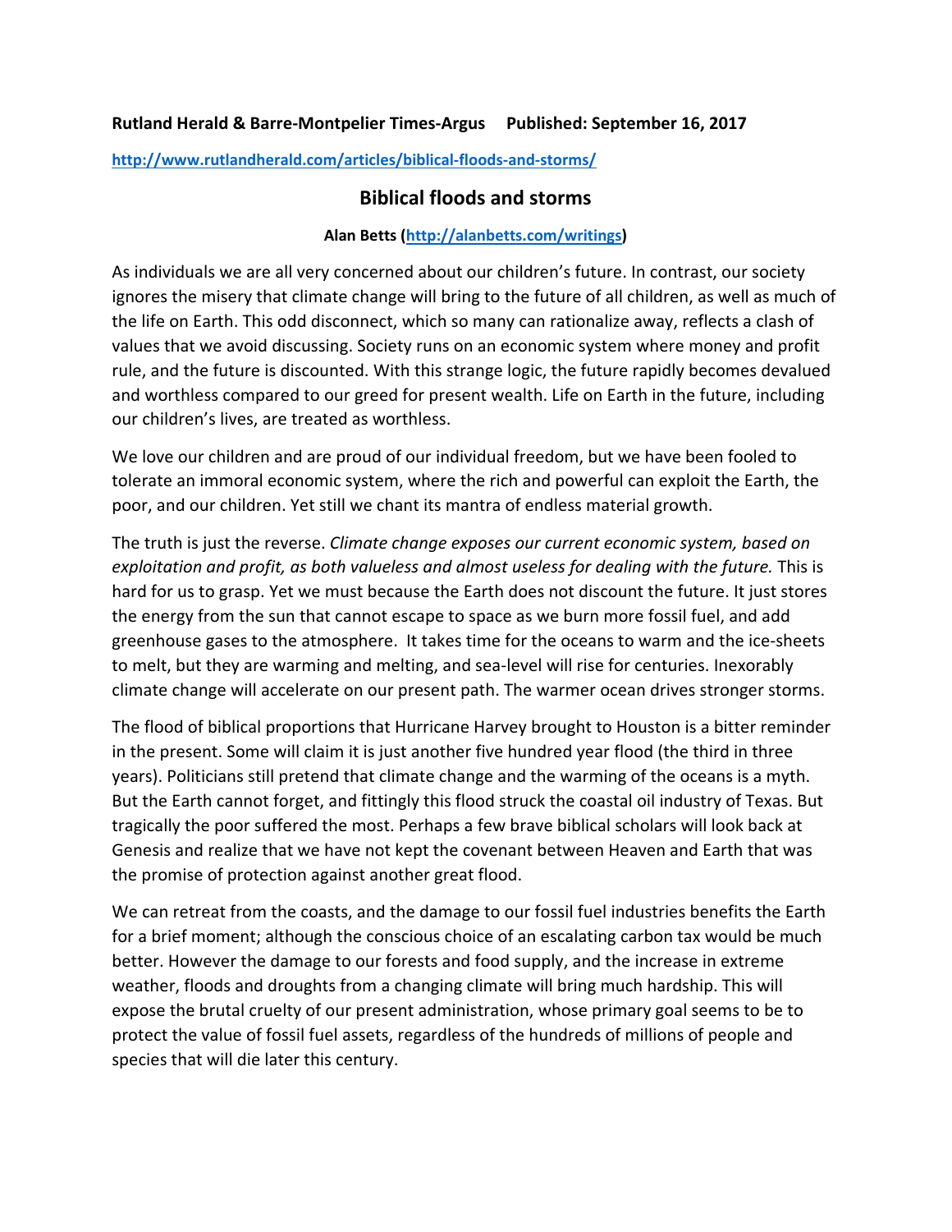**Rutland Herald & Barre-Montpelier Times-Argus     Published: September 16, 2017**

**http://www.rutlandherald.com/articles/biblical-floods-and-storms/**

## Biblical floods and storms

**Alan Betts (http://alanbetts.com/writings)**

As individuals we are all very concerned about our children's future. In contrast, our society ignores the misery that climate change will bring to the future of all children, as well as much of the life on Earth. This odd disconnect, which so many can rationalize away, reflects a clash of values that we avoid discussing. Society runs on an economic system where money and profit rule, and the future is discounted. With this strange logic, the future rapidly becomes devalued and worthless compared to our greed for present wealth. Life on Earth in the future, including our children's lives, are treated as worthless.

We love our children and are proud of our individual freedom, but we have been fooled to tolerate an immoral economic system, where the rich and powerful can exploit the Earth, the poor, and our children. Yet still we chant its mantra of endless material growth.

The truth is just the reverse. *Climate change exposes our current economic system, based on exploitation and profit, as both valueless and almost useless for dealing with the future.* This is hard for us to grasp. Yet we must because the Earth does not discount the future. It just stores the energy from the sun that cannot escape to space as we burn more fossil fuel, and add greenhouse gases to the atmosphere. It takes time for the oceans to warm and the ice-sheets to melt, but they are warming and melting, and sea-level will rise for centuries. Inexorably climate change will accelerate on our present path. The warmer ocean drives stronger storms.

The flood of biblical proportions that Hurricane Harvey brought to Houston is a bitter reminder in the present. Some will claim it is just another five hundred year flood (the third in three years). Politicians still pretend that climate change and the warming of the oceans is a myth. But the Earth cannot forget, and fittingly this flood struck the coastal oil industry of Texas. But tragically the poor suffered the most. Perhaps a few brave biblical scholars will look back at Genesis and realize that we have not kept the covenant between Heaven and Earth that was the promise of protection against another great flood.

We can retreat from the coasts, and the damage to our fossil fuel industries benefits the Earth for a brief moment; although the conscious choice of an escalating carbon tax would be much better. However the damage to our forests and food supply, and the increase in extreme weather, floods and droughts from a changing climate will bring much hardship. This will expose the brutal cruelty of our present administration, whose primary goal seems to be to protect the value of fossil fuel assets, regardless of the hundreds of millions of people and species that will die later this century.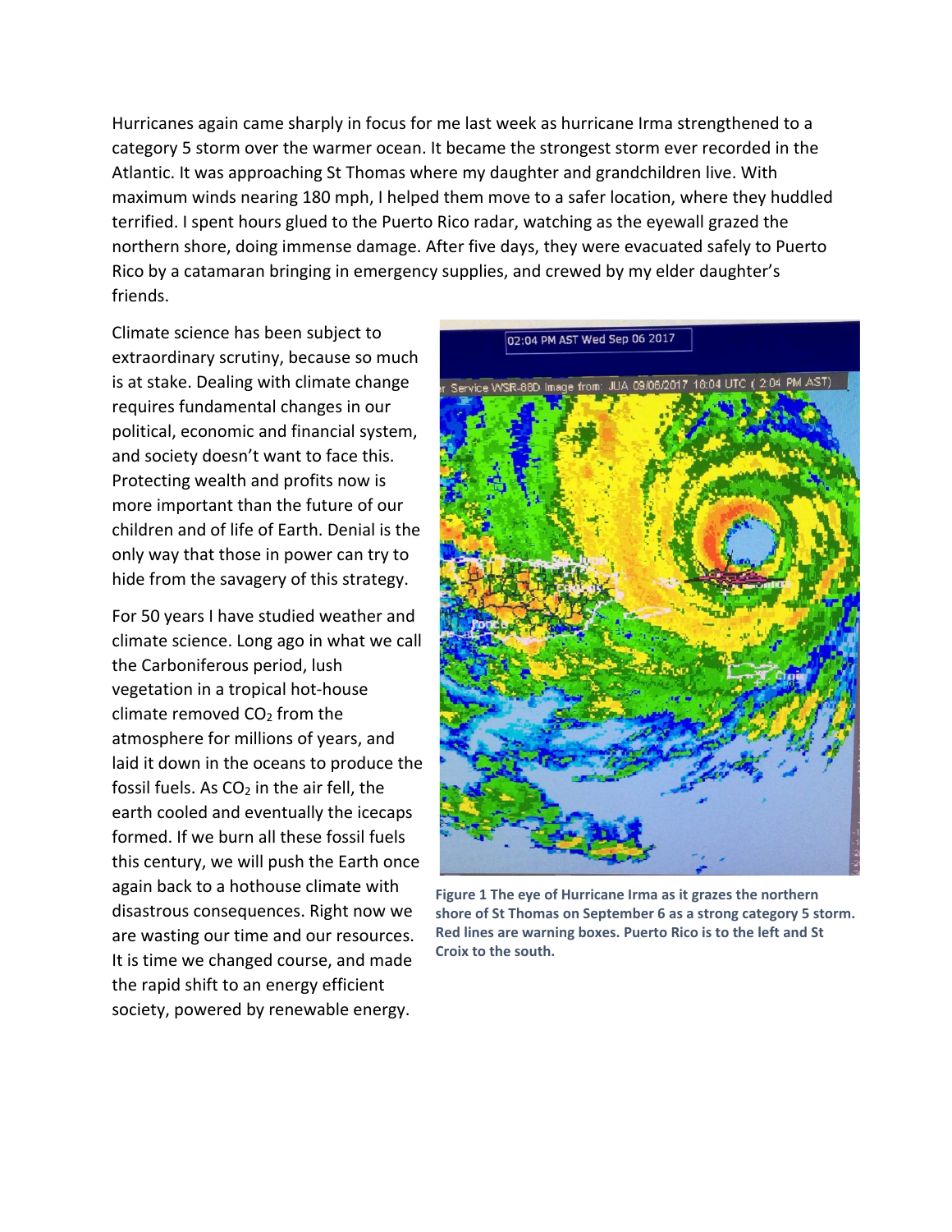Hurricanes again came sharply in focus for me last week as hurricane Irma strengthened to a category 5 storm over the warmer ocean. It became the strongest storm ever recorded in the Atlantic. It was approaching St Thomas where my daughter and grandchildren live. With maximum winds nearing 180 mph, I helped them move to a safer location, where they huddled terrified. I spent hours glued to the Puerto Rico radar, watching as the eyewall grazed the northern shore, doing immense damage. After five days, they were evacuated safely to Puerto Rico by a catamaran bringing in emergency supplies, and crewed by my elder daughter's friends.

Climate science has been subject to extraordinary scrutiny, because so much is at stake. Dealing with climate change requires fundamental changes in our political, economic and financial system, and society doesn't want to face this. Protecting wealth and profits now is more important than the future of our children and of life of Earth. Denial is the only way that those in power can try to hide from the savagery of this strategy.

For 50 years I have studied weather and climate science. Long ago in what we call the Carboniferous period, lush vegetation in a tropical hot-house climate removed $CO_2$ from the atmosphere for millions of years, and laid it down in the oceans to produce the fossil fuels. As $CO_2$ in the air fell, the earth cooled and eventually the icecaps formed. If we burn all these fossil fuels this century, we will push the Earth once again back to a hothouse climate with disastrous consequences. Right now we are wasting our time and our resources. It is time we changed course, and made the rapid shift to an energy efficient society, powered by renewable energy.

**Figure 1 The eye of Hurricane Irma as it grazes the northern shore of St Thomas on September 6 as a strong category 5 storm. Red lines are warning boxes. Puerto Rico is to the left and St Croix to the south.**